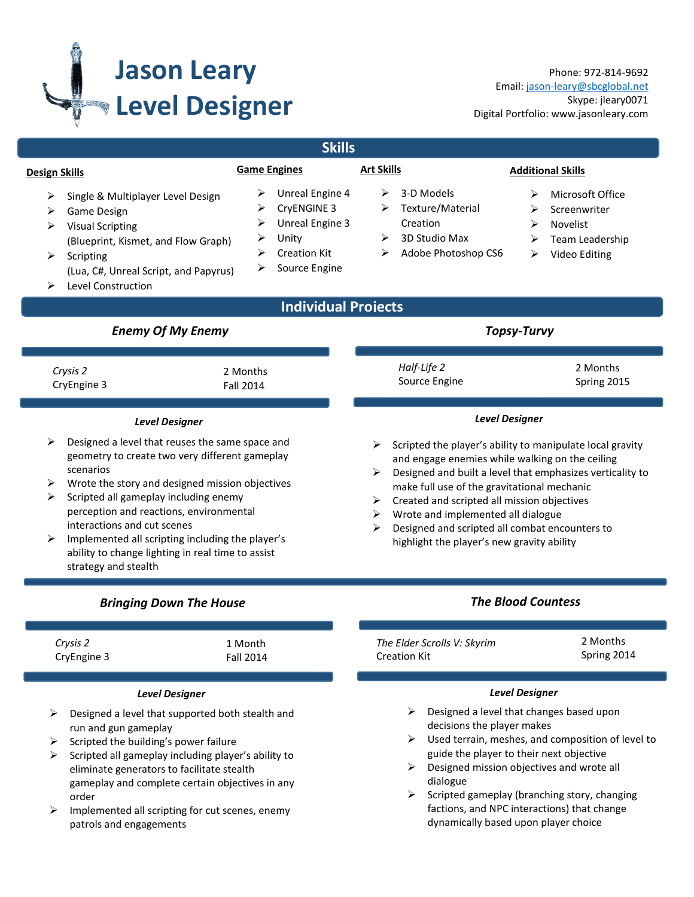# Jason Leary
# Level Designer

Phone: 972-814-9692
Email: jason-leary@sbcglobal.net
Skype: jleary0071
Digital Portfolio: www.jasonleary.com

## Skills

**Design Skills**

- Single & Multiplayer Level Design
- Game Design
- Visual Scripting (Blueprint, Kismet, and Flow Graph)
- Scripting (Lua, C#, Unreal Script, and Papyrus)
- Level Construction

**Game Engines**

- Unreal Engine 4
- CryENGINE 3
- Unreal Engine 3
- Unity
- Creation Kit
- Source Engine

**Art Skills**

- 3-D Models
- Texture/Material Creation
- 3D Studio Max
- Adobe Photoshop CS6

**Additional Skills**

- Microsoft Office
- Screenwriter
- Novelist
- Team Leadership
- Video Editing

## Individual Projects

### *Enemy Of My Enemy*

*Crysis 2* — 2 Months
CryEngine 3 — Fall 2014

***Level Designer***

- Designed a level that reuses the same space and geometry to create two very different gameplay scenarios
- Wrote the story and designed mission objectives
- Scripted all gameplay including enemy perception and reactions, environmental interactions and cut scenes
- Implemented all scripting including the player's ability to change lighting in real time to assist strategy and stealth

### *Topsy-Turvy*

*Half-Life 2* — 2 Months
Source Engine — Spring 2015

***Level Designer***

- Scripted the player's ability to manipulate local gravity and engage enemies while walking on the ceiling
- Designed and built a level that emphasizes verticality to make full use of the gravitational mechanic
- Created and scripted all mission objectives
- Wrote and implemented all dialogue
- Designed and scripted all combat encounters to highlight the player's new gravity ability

### *Bringing Down The House*

*Crysis 2* — 1 Month
CryEngine 3 — Fall 2014

***Level Designer***

- Designed a level that supported both stealth and run and gun gameplay
- Scripted the building's power failure
- Scripted all gameplay including player's ability to eliminate generators to facilitate stealth gameplay and complete certain objectives in any order
- Implemented all scripting for cut scenes, enemy patrols and engagements

### *The Blood Countess*

*The Elder Scrolls V: Skyrim* — 2 Months
Creation Kit — Spring 2014

***Level Designer***

- Designed a level that changes based upon decisions the player makes
- Used terrain, meshes, and composition of level to guide the player to their next objective
- Designed mission objectives and wrote all dialogue
- Scripted gameplay (branching story, changing factions, and NPC interactions) that change dynamically based upon player choice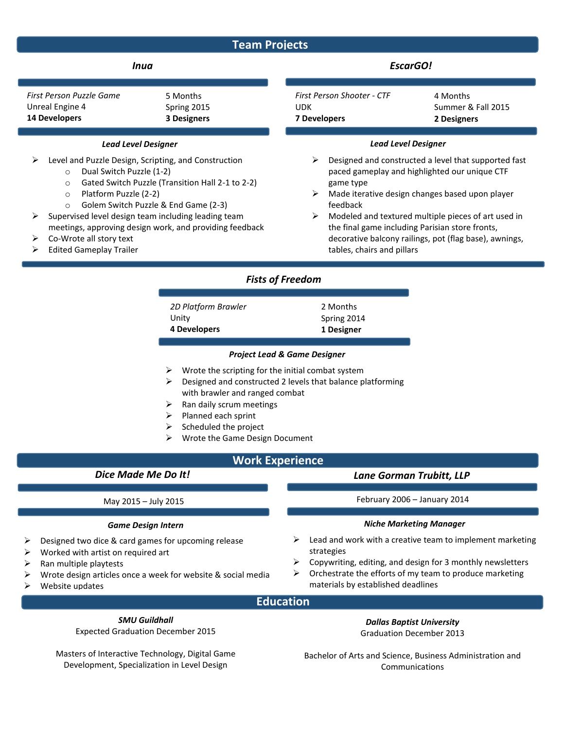## Team Projects

### *Inua*

*First Person Puzzle Game*
Unreal Engine 4
**14 Developers**

5 Months
Spring 2015
**3 Designers**

***Lead Level Designer***

- Level and Puzzle Design, Scripting, and Construction
  - Dual Switch Puzzle (1-2)
  - Gated Switch Puzzle (Transition Hall 2-1 to 2-2)
  - Platform Puzzle (2-2)
  - Golem Switch Puzzle & End Game (2-3)
- Supervised level design team including leading team meetings, approving design work, and providing feedback
- Co-Wrote all story text
- Edited Gameplay Trailer

### *EscarGO!*

*First Person Shooter - CTF*
UDK
**7 Developers**

4 Months
Summer & Fall 2015
**2 Designers**

***Lead Level Designer***

- Designed and constructed a level that supported fast paced gameplay and highlighted our unique CTF game type
- Made iterative design changes based upon player feedback
- Modeled and textured multiple pieces of art used in the final game including Parisian store fronts, decorative balcony railings, pot (flag base), awnings, tables, chairs and pillars

### *Fists of Freedom*

*2D Platform Brawler*
Unity
**4 Developers**

2 Months
Spring 2014
**1 Designer**

***Project Lead & Game Designer***

- Wrote the scripting for the initial combat system
- Designed and constructed 2 levels that balance platforming with brawler and ranged combat
- Ran daily scrum meetings
- Planned each sprint
- Scheduled the project
- Wrote the Game Design Document

## Work Experience

### *Dice Made Me Do It!*

May 2015 – July 2015

***Game Design Intern***

- Designed two dice & card games for upcoming release
- Worked with artist on required art
- Ran multiple playtests
- Wrote design articles once a week for website & social media
- Website updates

### *Lane Gorman Trubitt, LLP*

February 2006 – January 2014

***Niche Marketing Manager***

- Lead and work with a creative team to implement marketing strategies
- Copywriting, editing, and design for 3 monthly newsletters
- Orchestrate the efforts of my team to produce marketing materials by established deadlines

## Education

***SMU Guildhall***
Expected Graduation December 2015

Masters of Interactive Technology, Digital Game Development, Specialization in Level Design

***Dallas Baptist University***
Graduation December 2013

Bachelor of Arts and Science, Business Administration and Communications